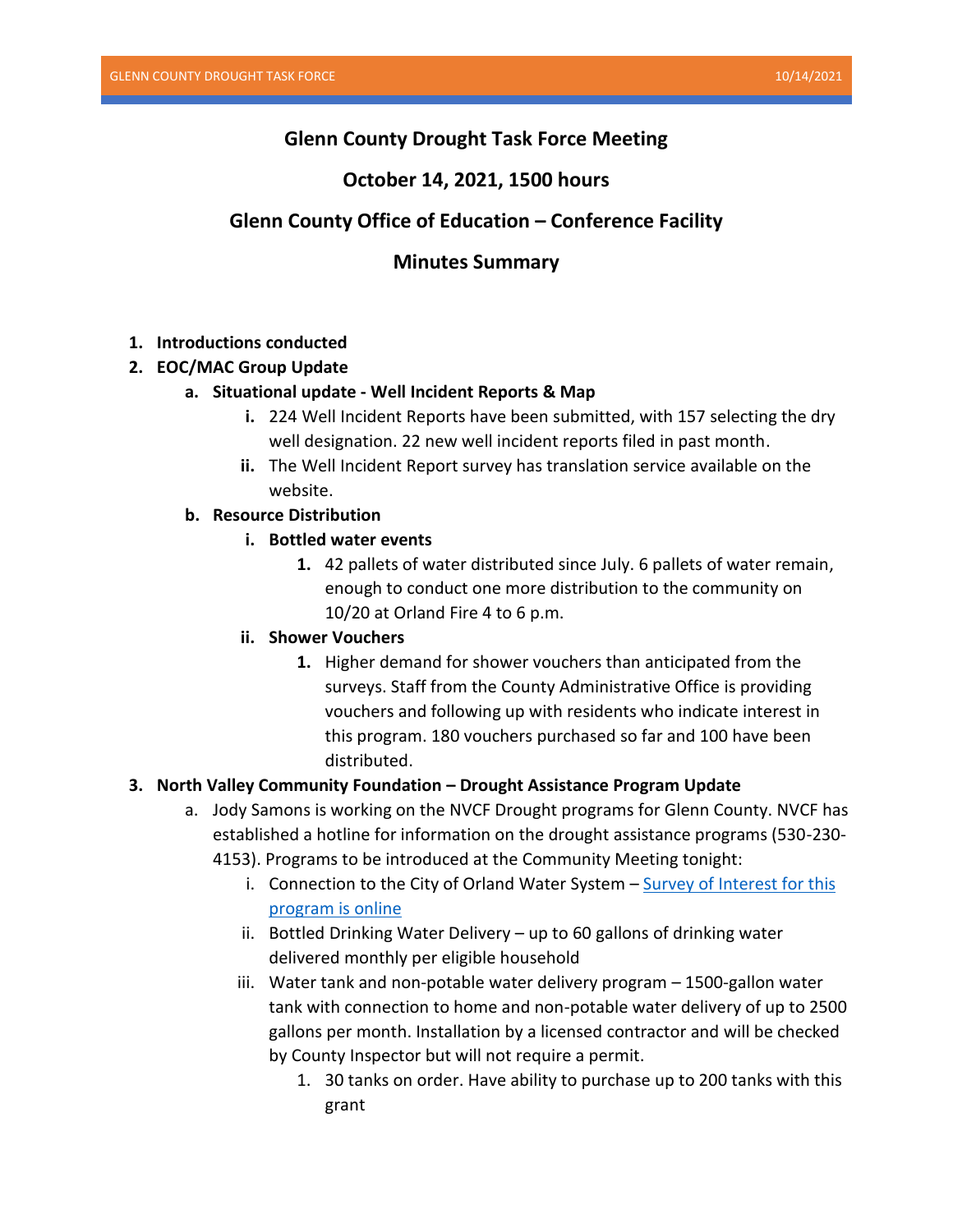# Glenn County Drought Task Force Meeting

## October 14, 2021, 1500 hours

## Glenn County Office of Education – Conference Facility

## Minutes Summary

1. **Introductions conducted**
2. **EOC/MAC Group Update**
    a. **Situational update - Well Incident Reports & Map**
        i. 224 Well Incident Reports have been submitted, with 157 selecting the dry well designation. 22 new well incident reports filed in past month.
        ii. The Well Incident Report survey has translation service available on the website.
    b. **Resource Distribution**
        i. **Bottled water events**
            1. 42 pallets of water distributed since July. 6 pallets of water remain, enough to conduct one more distribution to the community on 10/20 at Orland Fire 4 to 6 p.m.
        ii. **Shower Vouchers**
            1. Higher demand for shower vouchers than anticipated from the surveys. Staff from the County Administrative Office is providing vouchers and following up with residents who indicate interest in this program. 180 vouchers purchased so far and 100 have been distributed.
3. **North Valley Community Foundation – Drought Assistance Program Update**
    a. Jody Samons is working on the NVCF Drought programs for Glenn County. NVCF has established a hotline for information on the drought assistance programs (530-230-4153). Programs to be introduced at the Community Meeting tonight:
        i. Connection to the City of Orland Water System – Survey of Interest for this program is online
        ii. Bottled Drinking Water Delivery – up to 60 gallons of drinking water delivered monthly per eligible household
        iii. Water tank and non-potable water delivery program – 1500-gallon water tank with connection to home and non-potable water delivery of up to 2500 gallons per month. Installation by a licensed contractor and will be checked by County Inspector but will not require a permit.
            1. 30 tanks on order. Have ability to purchase up to 200 tanks with this grant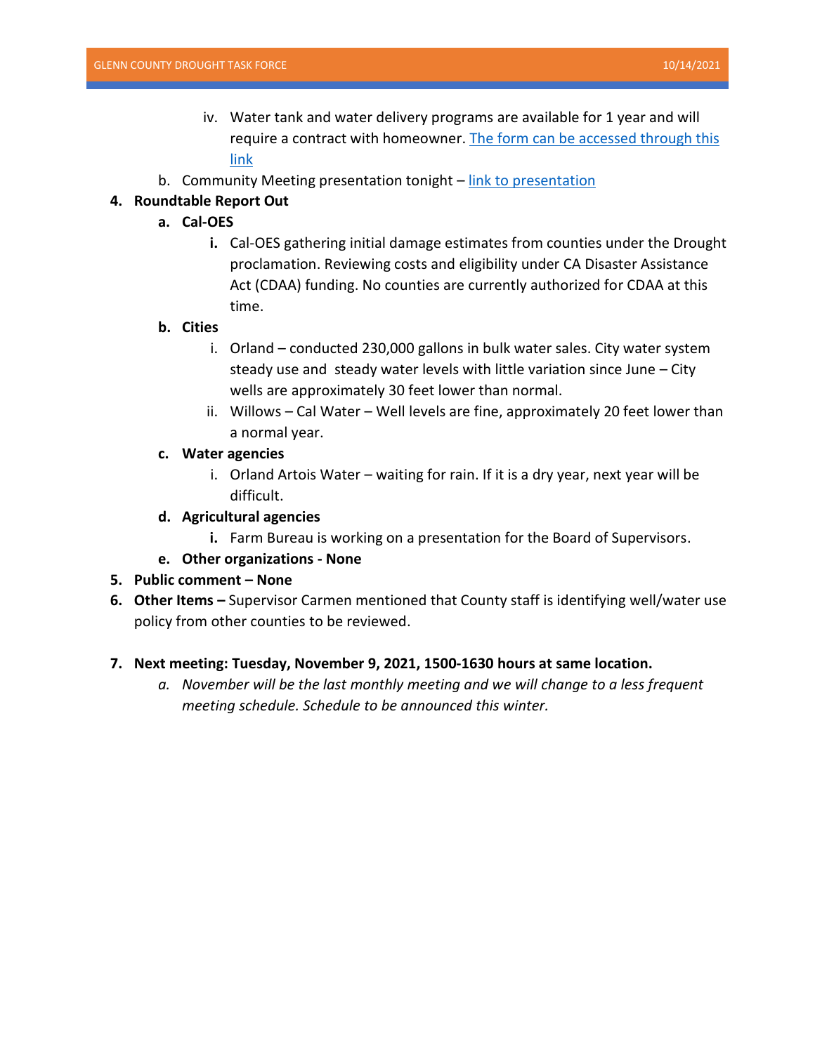iv. Water tank and water delivery programs are available for 1 year and will require a contract with homeowner. [The form can be accessed through this link]

b. Community Meeting presentation tonight – [link to presentation]

4. **Roundtable Report Out**
   a. **Cal-OES**
      i. Cal-OES gathering initial damage estimates from counties under the Drought proclamation. Reviewing costs and eligibility under CA Disaster Assistance Act (CDAA) funding. No counties are currently authorized for CDAA at this time.
   b. **Cities**
      i. Orland – conducted 230,000 gallons in bulk water sales. City water system steady use and steady water levels with little variation since June – City wells are approximately 30 feet lower than normal.
      ii. Willows – Cal Water – Well levels are fine, approximately 20 feet lower than a normal year.
   c. **Water agencies**
      i. Orland Artois Water – waiting for rain. If it is a dry year, next year will be difficult.
   d. **Agricultural agencies**
      i. Farm Bureau is working on a presentation for the Board of Supervisors.
   e. **Other organizations - None**
5. **Public comment – None**
6. **Other Items –** Supervisor Carmen mentioned that County staff is identifying well/water use policy from other counties to be reviewed.
7. **Next meeting: Tuesday, November 9, 2021, 1500-1630 hours at same location.**
   a. *November will be the last monthly meeting and we will change to a less frequent meeting schedule. Schedule to be announced this winter.*